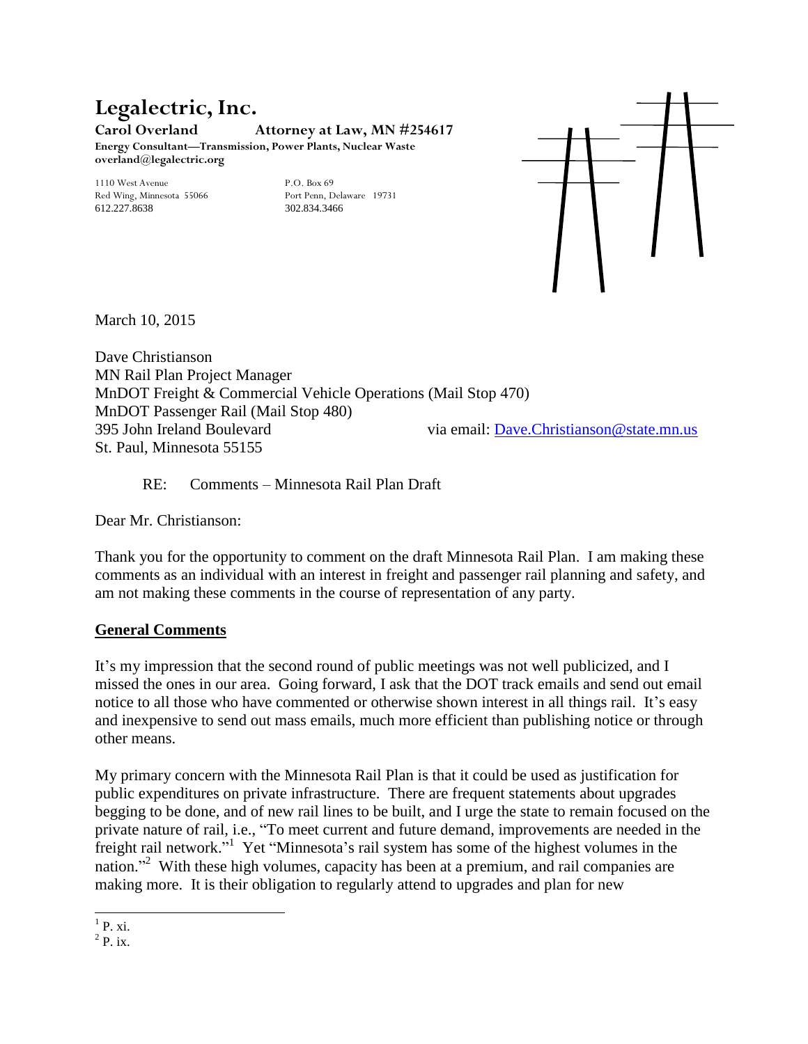# Legalectric, Inc.

**Carol Overland** **Attorney at Law, MN #254617**
**Energy Consultant—Transmission, Power Plants, Nuclear Waste**
**overland@legalectric.org**

1110 West Avenue
Red Wing, Minnesota 55066
612.227.8638

P.O. Box 69
Port Penn, Delaware 19731
302.834.3466

March 10, 2015

Dave Christianson
MN Rail Plan Project Manager
MnDOT Freight & Commercial Vehicle Operations (Mail Stop 470)
MnDOT Passenger Rail (Mail Stop 480)
395 John Ireland Boulevard via email: Dave.Christianson@state.mn.us
St. Paul, Minnesota 55155

RE: Comments – Minnesota Rail Plan Draft

Dear Mr. Christianson:

Thank you for the opportunity to comment on the draft Minnesota Rail Plan. I am making these comments as an individual with an interest in freight and passenger rail planning and safety, and am not making these comments in the course of representation of any party.

## General Comments

It's my impression that the second round of public meetings was not well publicized, and I missed the ones in our area. Going forward, I ask that the DOT track emails and send out email notice to all those who have commented or otherwise shown interest in all things rail. It's easy and inexpensive to send out mass emails, much more efficient than publishing notice or through other means.

My primary concern with the Minnesota Rail Plan is that it could be used as justification for public expenditures on private infrastructure. There are frequent statements about upgrades begging to be done, and of new rail lines to be built, and I urge the state to remain focused on the private nature of rail, i.e., "To meet current and future demand, improvements are needed in the freight rail network."[1] Yet "Minnesota's rail system has some of the highest volumes in the nation."[2] With these high volumes, capacity has been at a premium, and rail companies are making more. It is their obligation to regularly attend to upgrades and plan for new

[1] P. xi.
[2] P. ix.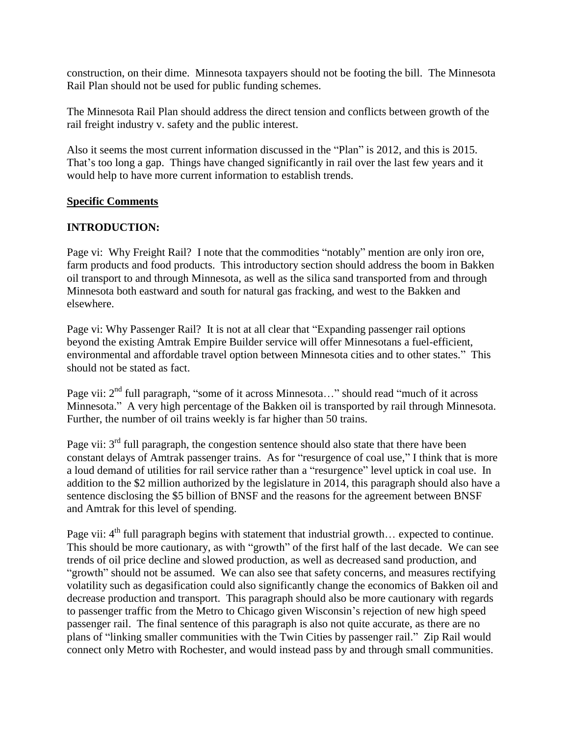construction, on their dime. Minnesota taxpayers should not be footing the bill. The Minnesota Rail Plan should not be used for public funding schemes.

The Minnesota Rail Plan should address the direct tension and conflicts between growth of the rail freight industry v. safety and the public interest.

Also it seems the most current information discussed in the "Plan" is 2012, and this is 2015. That's too long a gap. Things have changed significantly in rail over the last few years and it would help to have more current information to establish trends.

<u>**Specific Comments**</u>

**INTRODUCTION:**

Page vi: Why Freight Rail? I note that the commodities "notably" mention are only iron ore, farm products and food products. This introductory section should address the boom in Bakken oil transport to and through Minnesota, as well as the silica sand transported from and through Minnesota both eastward and south for natural gas fracking, and west to the Bakken and elsewhere.

Page vi: Why Passenger Rail? It is not at all clear that "Expanding passenger rail options beyond the existing Amtrak Empire Builder service will offer Minnesotans a fuel-efficient, environmental and affordable travel option between Minnesota cities and to other states." This should not be stated as fact.

Page vii: 2nd full paragraph, "some of it across Minnesota…" should read "much of it across Minnesota." A very high percentage of the Bakken oil is transported by rail through Minnesota. Further, the number of oil trains weekly is far higher than 50 trains.

Page vii: 3rd full paragraph, the congestion sentence should also state that there have been constant delays of Amtrak passenger trains. As for "resurgence of coal use," I think that is more a loud demand of utilities for rail service rather than a "resurgence" level uptick in coal use. In addition to the $2 million authorized by the legislature in 2014, this paragraph should also have a sentence disclosing the $5 billion of BNSF and the reasons for the agreement between BNSF and Amtrak for this level of spending.

Page vii: 4th full paragraph begins with statement that industrial growth… expected to continue. This should be more cautionary, as with "growth" of the first half of the last decade. We can see trends of oil price decline and slowed production, as well as decreased sand production, and "growth" should not be assumed. We can also see that safety concerns, and measures rectifying volatility such as degasification could also significantly change the economics of Bakken oil and decrease production and transport. This paragraph should also be more cautionary with regards to passenger traffic from the Metro to Chicago given Wisconsin's rejection of new high speed passenger rail. The final sentence of this paragraph is also not quite accurate, as there are no plans of "linking smaller communities with the Twin Cities by passenger rail." Zip Rail would connect only Metro with Rochester, and would instead pass by and through small communities.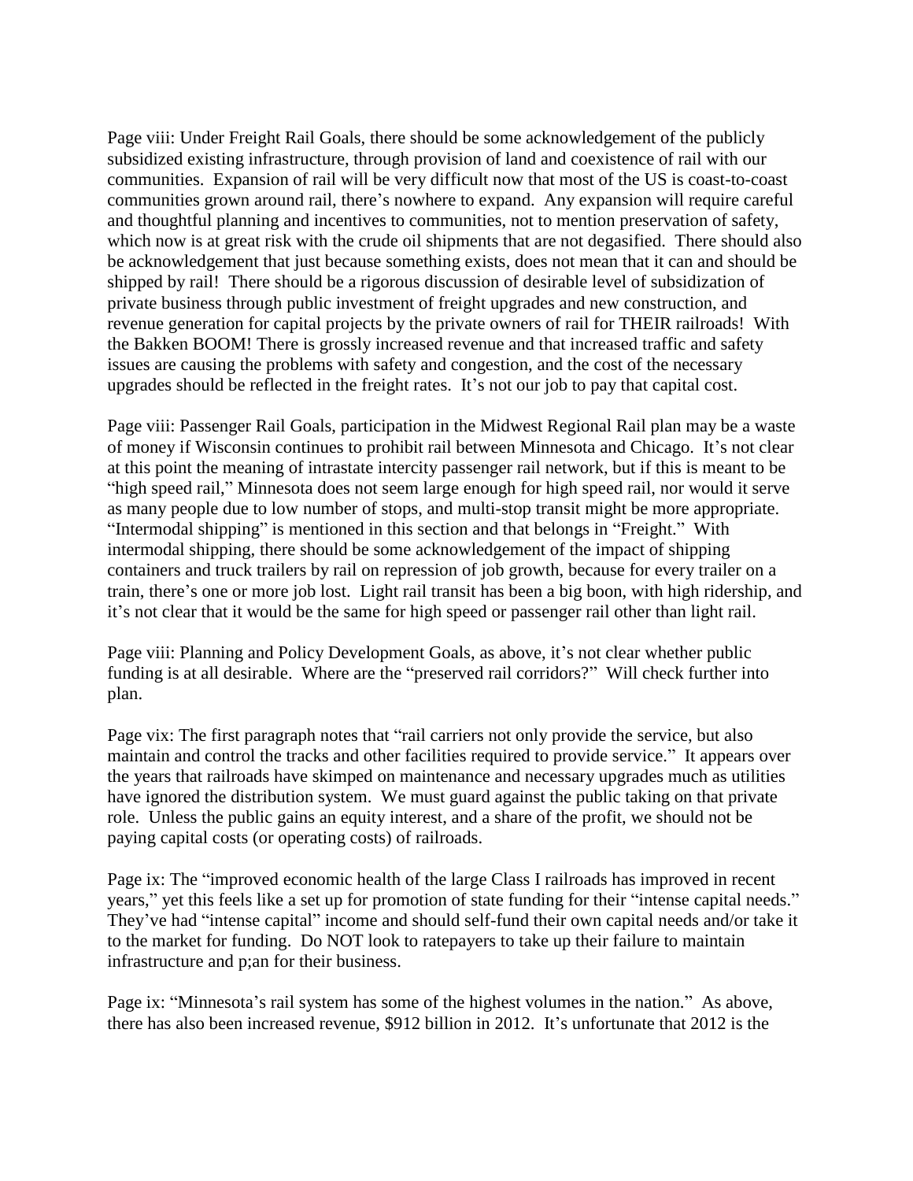Page viii: Under Freight Rail Goals, there should be some acknowledgement of the publicly subsidized existing infrastructure, through provision of land and coexistence of rail with our communities. Expansion of rail will be very difficult now that most of the US is coast-to-coast communities grown around rail, there's nowhere to expand. Any expansion will require careful and thoughtful planning and incentives to communities, not to mention preservation of safety, which now is at great risk with the crude oil shipments that are not degasified. There should also be acknowledgement that just because something exists, does not mean that it can and should be shipped by rail! There should be a rigorous discussion of desirable level of subsidization of private business through public investment of freight upgrades and new construction, and revenue generation for capital projects by the private owners of rail for THEIR railroads! With the Bakken BOOM! There is grossly increased revenue and that increased traffic and safety issues are causing the problems with safety and congestion, and the cost of the necessary upgrades should be reflected in the freight rates. It's not our job to pay that capital cost.

Page viii: Passenger Rail Goals, participation in the Midwest Regional Rail plan may be a waste of money if Wisconsin continues to prohibit rail between Minnesota and Chicago. It's not clear at this point the meaning of intrastate intercity passenger rail network, but if this is meant to be "high speed rail," Minnesota does not seem large enough for high speed rail, nor would it serve as many people due to low number of stops, and multi-stop transit might be more appropriate. "Intermodal shipping" is mentioned in this section and that belongs in "Freight." With intermodal shipping, there should be some acknowledgement of the impact of shipping containers and truck trailers by rail on repression of job growth, because for every trailer on a train, there's one or more job lost. Light rail transit has been a big boon, with high ridership, and it's not clear that it would be the same for high speed or passenger rail other than light rail.

Page viii: Planning and Policy Development Goals, as above, it's not clear whether public funding is at all desirable. Where are the "preserved rail corridors?" Will check further into plan.

Page vix: The first paragraph notes that "rail carriers not only provide the service, but also maintain and control the tracks and other facilities required to provide service." It appears over the years that railroads have skimped on maintenance and necessary upgrades much as utilities have ignored the distribution system. We must guard against the public taking on that private role. Unless the public gains an equity interest, and a share of the profit, we should not be paying capital costs (or operating costs) of railroads.

Page ix: The "improved economic health of the large Class I railroads has improved in recent years," yet this feels like a set up for promotion of state funding for their "intense capital needs." They've had "intense capital" income and should self-fund their own capital needs and/or take it to the market for funding. Do NOT look to ratepayers to take up their failure to maintain infrastructure and p;an for their business.

Page ix: "Minnesota's rail system has some of the highest volumes in the nation." As above, there has also been increased revenue, $912 billion in 2012. It's unfortunate that 2012 is the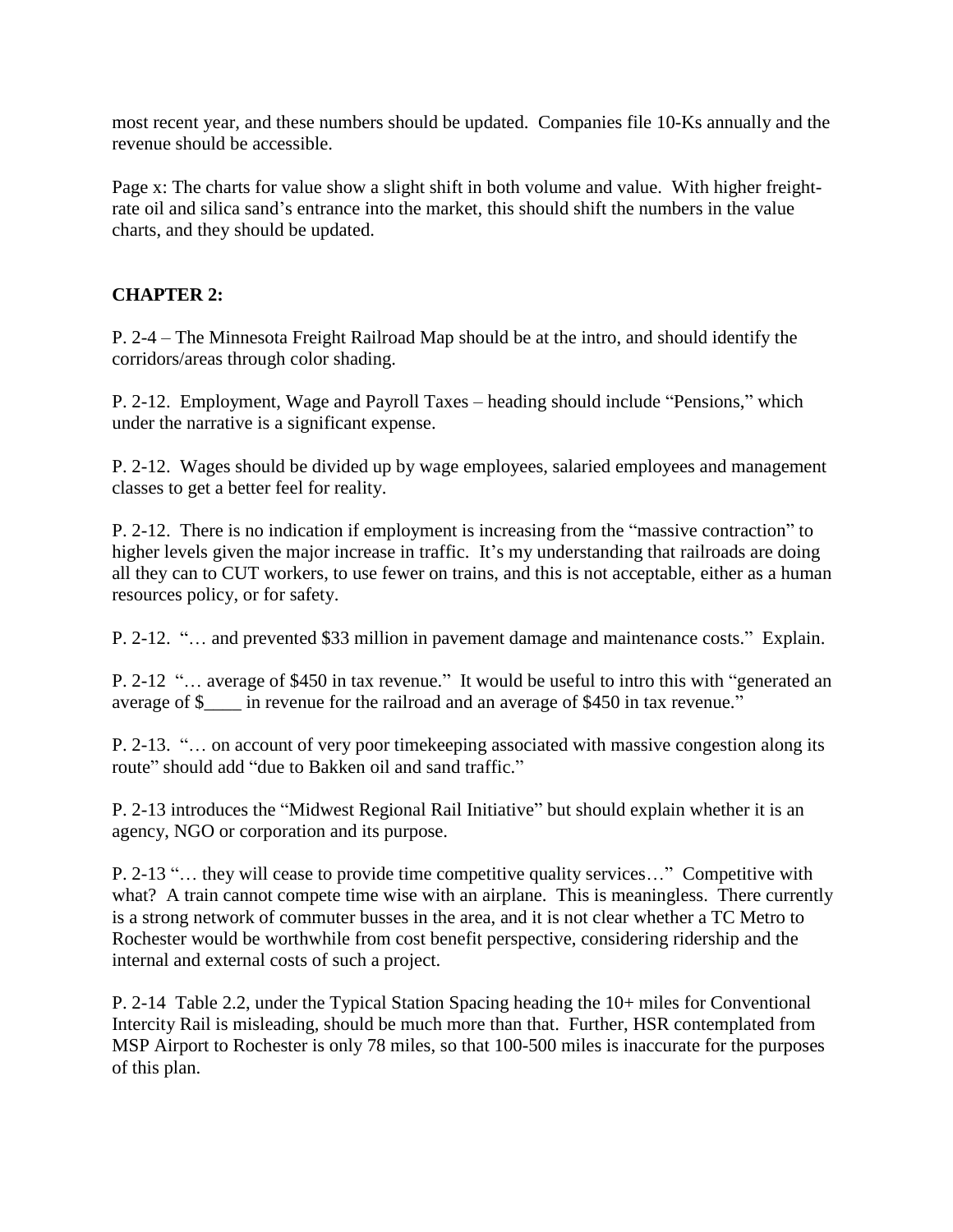most recent year, and these numbers should be updated. Companies file 10-Ks annually and the revenue should be accessible.

Page x: The charts for value show a slight shift in both volume and value. With higher freight-rate oil and silica sand's entrance into the market, this should shift the numbers in the value charts, and they should be updated.

**CHAPTER 2:**

P. 2-4 – The Minnesota Freight Railroad Map should be at the intro, and should identify the corridors/areas through color shading.

P. 2-12. Employment, Wage and Payroll Taxes – heading should include "Pensions," which under the narrative is a significant expense.

P. 2-12. Wages should be divided up by wage employees, salaried employees and management classes to get a better feel for reality.

P. 2-12. There is no indication if employment is increasing from the "massive contraction" to higher levels given the major increase in traffic. It's my understanding that railroads are doing all they can to CUT workers, to use fewer on trains, and this is not acceptable, either as a human resources policy, or for safety.

P. 2-12. "… and prevented $33 million in pavement damage and maintenance costs." Explain.

P. 2-12 "… average of $450 in tax revenue." It would be useful to intro this with "generated an average of $____ in revenue for the railroad and an average of $450 in tax revenue."

P. 2-13. "… on account of very poor timekeeping associated with massive congestion along its route" should add "due to Bakken oil and sand traffic."

P. 2-13 introduces the "Midwest Regional Rail Initiative" but should explain whether it is an agency, NGO or corporation and its purpose.

P. 2-13 "… they will cease to provide time competitive quality services…" Competitive with what? A train cannot compete time wise with an airplane. This is meaningless. There currently is a strong network of commuter busses in the area, and it is not clear whether a TC Metro to Rochester would be worthwhile from cost benefit perspective, considering ridership and the internal and external costs of such a project.

P. 2-14 Table 2.2, under the Typical Station Spacing heading the 10+ miles for Conventional Intercity Rail is misleading, should be much more than that. Further, HSR contemplated from MSP Airport to Rochester is only 78 miles, so that 100-500 miles is inaccurate for the purposes of this plan.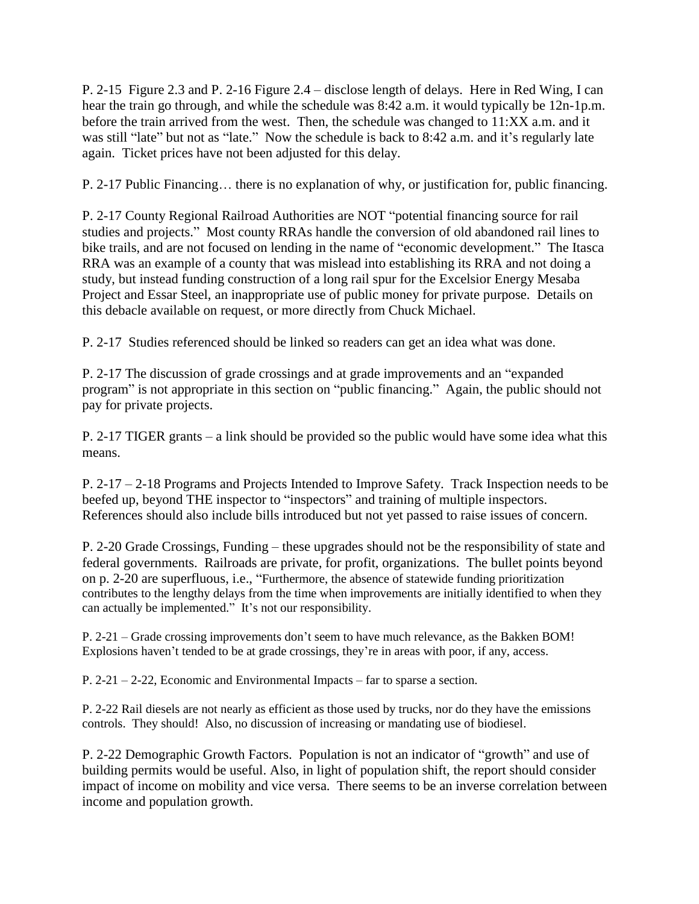P. 2-15 Figure 2.3 and P. 2-16 Figure 2.4 – disclose length of delays. Here in Red Wing, I can hear the train go through, and while the schedule was 8:42 a.m. it would typically be 12n-1p.m. before the train arrived from the west. Then, the schedule was changed to 11:XX a.m. and it was still "late" but not as "late." Now the schedule is back to 8:42 a.m. and it's regularly late again. Ticket prices have not been adjusted for this delay.

P. 2-17 Public Financing… there is no explanation of why, or justification for, public financing.

P. 2-17 County Regional Railroad Authorities are NOT "potential financing source for rail studies and projects." Most county RRAs handle the conversion of old abandoned rail lines to bike trails, and are not focused on lending in the name of "economic development." The Itasca RRA was an example of a county that was mislead into establishing its RRA and not doing a study, but instead funding construction of a long rail spur for the Excelsior Energy Mesaba Project and Essar Steel, an inappropriate use of public money for private purpose. Details on this debacle available on request, or more directly from Chuck Michael.

P. 2-17 Studies referenced should be linked so readers can get an idea what was done.

P. 2-17 The discussion of grade crossings and at grade improvements and an "expanded program" is not appropriate in this section on "public financing." Again, the public should not pay for private projects.

P. 2-17 TIGER grants – a link should be provided so the public would have some idea what this means.

P. 2-17 – 2-18 Programs and Projects Intended to Improve Safety. Track Inspection needs to be beefed up, beyond THE inspector to "inspectors" and training of multiple inspectors. References should also include bills introduced but not yet passed to raise issues of concern.

P. 2-20 Grade Crossings, Funding – these upgrades should not be the responsibility of state and federal governments. Railroads are private, for profit, organizations. The bullet points beyond on p. 2-20 are superfluous, i.e., "Furthermore, the absence of statewide funding prioritization contributes to the lengthy delays from the time when improvements are initially identified to when they can actually be implemented." It's not our responsibility.

P. 2-21 – Grade crossing improvements don't seem to have much relevance, as the Bakken BOM! Explosions haven't tended to be at grade crossings, they're in areas with poor, if any, access.

P. 2-21 – 2-22, Economic and Environmental Impacts – far to sparse a section.

P. 2-22 Rail diesels are not nearly as efficient as those used by trucks, nor do they have the emissions controls. They should! Also, no discussion of increasing or mandating use of biodiesel.

P. 2-22 Demographic Growth Factors. Population is not an indicator of "growth" and use of building permits would be useful. Also, in light of population shift, the report should consider impact of income on mobility and vice versa. There seems to be an inverse correlation between income and population growth.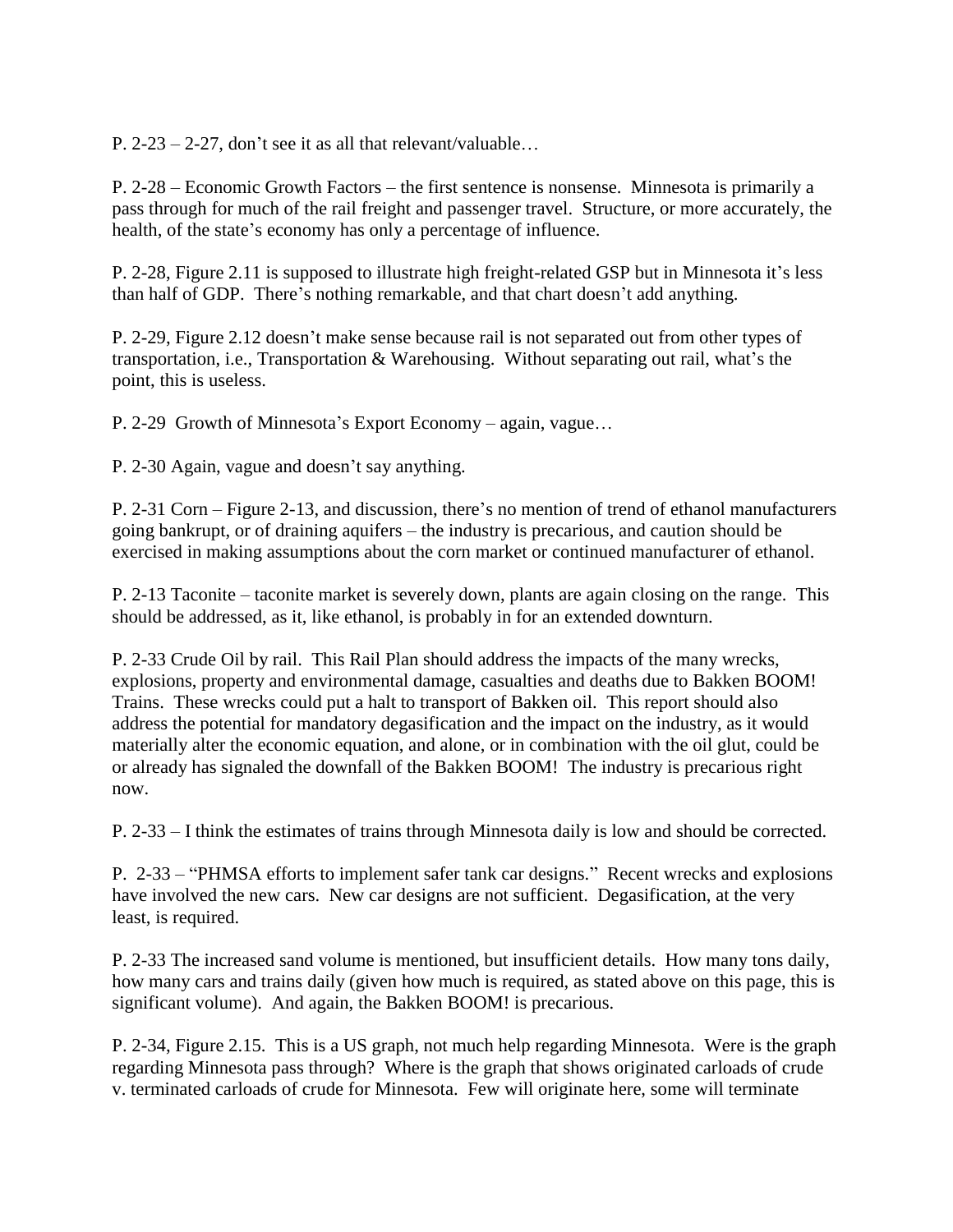P. 2-23 – 2-27, don't see it as all that relevant/valuable…

P. 2-28 – Economic Growth Factors – the first sentence is nonsense. Minnesota is primarily a pass through for much of the rail freight and passenger travel. Structure, or more accurately, the health, of the state's economy has only a percentage of influence.

P. 2-28, Figure 2.11 is supposed to illustrate high freight-related GSP but in Minnesota it's less than half of GDP. There's nothing remarkable, and that chart doesn't add anything.

P. 2-29, Figure 2.12 doesn't make sense because rail is not separated out from other types of transportation, i.e., Transportation & Warehousing. Without separating out rail, what's the point, this is useless.

P. 2-29 Growth of Minnesota's Export Economy – again, vague…

P. 2-30 Again, vague and doesn't say anything.

P. 2-31 Corn – Figure 2-13, and discussion, there's no mention of trend of ethanol manufacturers going bankrupt, or of draining aquifers – the industry is precarious, and caution should be exercised in making assumptions about the corn market or continued manufacturer of ethanol.

P. 2-13 Taconite – taconite market is severely down, plants are again closing on the range. This should be addressed, as it, like ethanol, is probably in for an extended downturn.

P. 2-33 Crude Oil by rail. This Rail Plan should address the impacts of the many wrecks, explosions, property and environmental damage, casualties and deaths due to Bakken BOOM! Trains. These wrecks could put a halt to transport of Bakken oil. This report should also address the potential for mandatory degasification and the impact on the industry, as it would materially alter the economic equation, and alone, or in combination with the oil glut, could be or already has signaled the downfall of the Bakken BOOM! The industry is precarious right now.

P. 2-33 – I think the estimates of trains through Minnesota daily is low and should be corrected.

P. 2-33 – "PHMSA efforts to implement safer tank car designs." Recent wrecks and explosions have involved the new cars. New car designs are not sufficient. Degasification, at the very least, is required.

P. 2-33 The increased sand volume is mentioned, but insufficient details. How many tons daily, how many cars and trains daily (given how much is required, as stated above on this page, this is significant volume). And again, the Bakken BOOM! is precarious.

P. 2-34, Figure 2.15. This is a US graph, not much help regarding Minnesota. Were is the graph regarding Minnesota pass through? Where is the graph that shows originated carloads of crude v. terminated carloads of crude for Minnesota. Few will originate here, some will terminate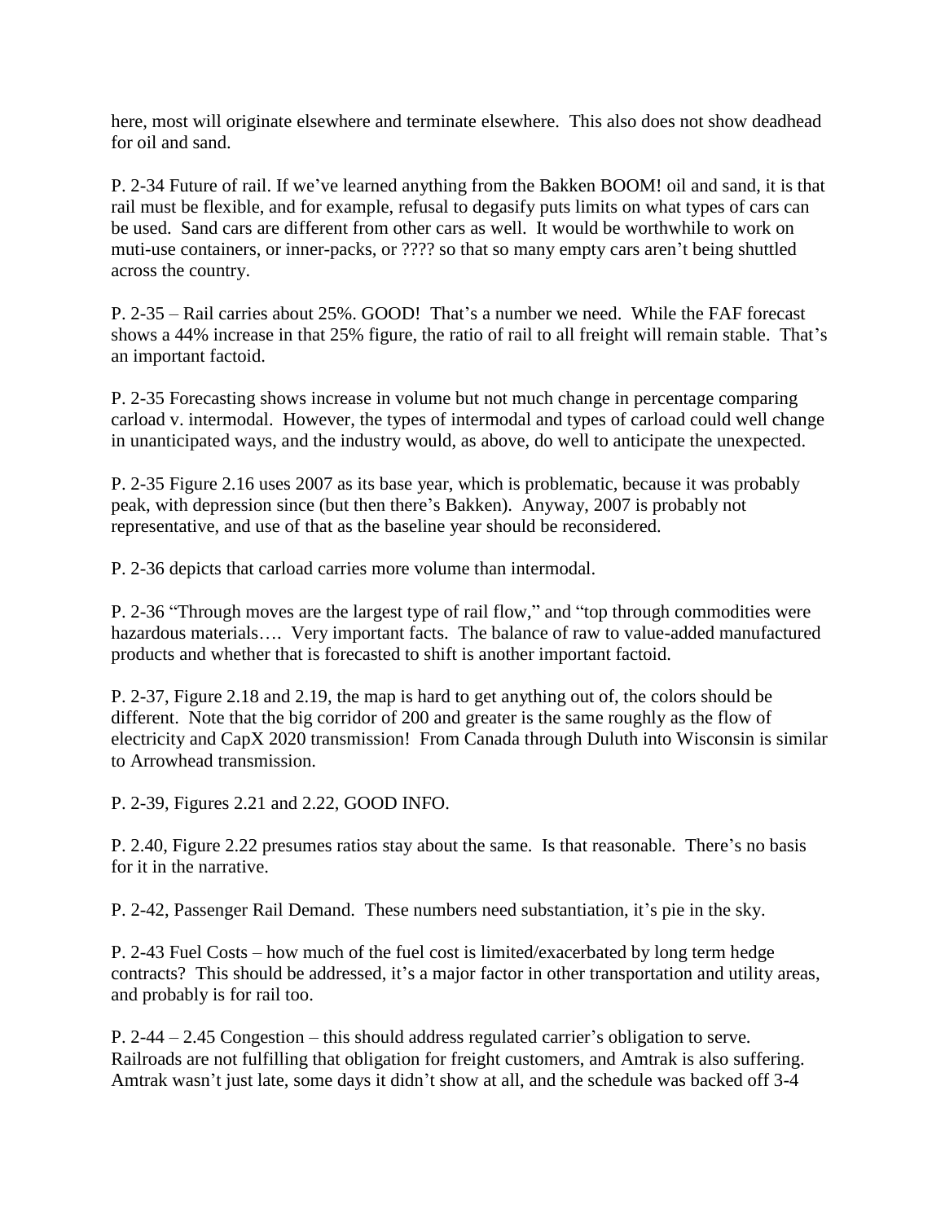here, most will originate elsewhere and terminate elsewhere. This also does not show deadhead for oil and sand.

P. 2-34 Future of rail. If we've learned anything from the Bakken BOOM! oil and sand, it is that rail must be flexible, and for example, refusal to degasify puts limits on what types of cars can be used. Sand cars are different from other cars as well. It would be worthwhile to work on muti-use containers, or inner-packs, or ???? so that so many empty cars aren't being shuttled across the country.

P. 2-35 – Rail carries about 25%. GOOD! That's a number we need. While the FAF forecast shows a 44% increase in that 25% figure, the ratio of rail to all freight will remain stable. That's an important factoid.

P. 2-35 Forecasting shows increase in volume but not much change in percentage comparing carload v. intermodal. However, the types of intermodal and types of carload could well change in unanticipated ways, and the industry would, as above, do well to anticipate the unexpected.

P. 2-35 Figure 2.16 uses 2007 as its base year, which is problematic, because it was probably peak, with depression since (but then there's Bakken). Anyway, 2007 is probably not representative, and use of that as the baseline year should be reconsidered.

P. 2-36 depicts that carload carries more volume than intermodal.

P. 2-36 "Through moves are the largest type of rail flow," and "top through commodities were hazardous materials…. Very important facts. The balance of raw to value-added manufactured products and whether that is forecasted to shift is another important factoid.

P. 2-37, Figure 2.18 and 2.19, the map is hard to get anything out of, the colors should be different. Note that the big corridor of 200 and greater is the same roughly as the flow of electricity and CapX 2020 transmission! From Canada through Duluth into Wisconsin is similar to Arrowhead transmission.

P. 2-39, Figures 2.21 and 2.22, GOOD INFO.

P. 2.40, Figure 2.22 presumes ratios stay about the same. Is that reasonable. There's no basis for it in the narrative.

P. 2-42, Passenger Rail Demand. These numbers need substantiation, it's pie in the sky.

P. 2-43 Fuel Costs – how much of the fuel cost is limited/exacerbated by long term hedge contracts? This should be addressed, it's a major factor in other transportation and utility areas, and probably is for rail too.

P. 2-44 – 2.45 Congestion – this should address regulated carrier's obligation to serve. Railroads are not fulfilling that obligation for freight customers, and Amtrak is also suffering. Amtrak wasn't just late, some days it didn't show at all, and the schedule was backed off 3-4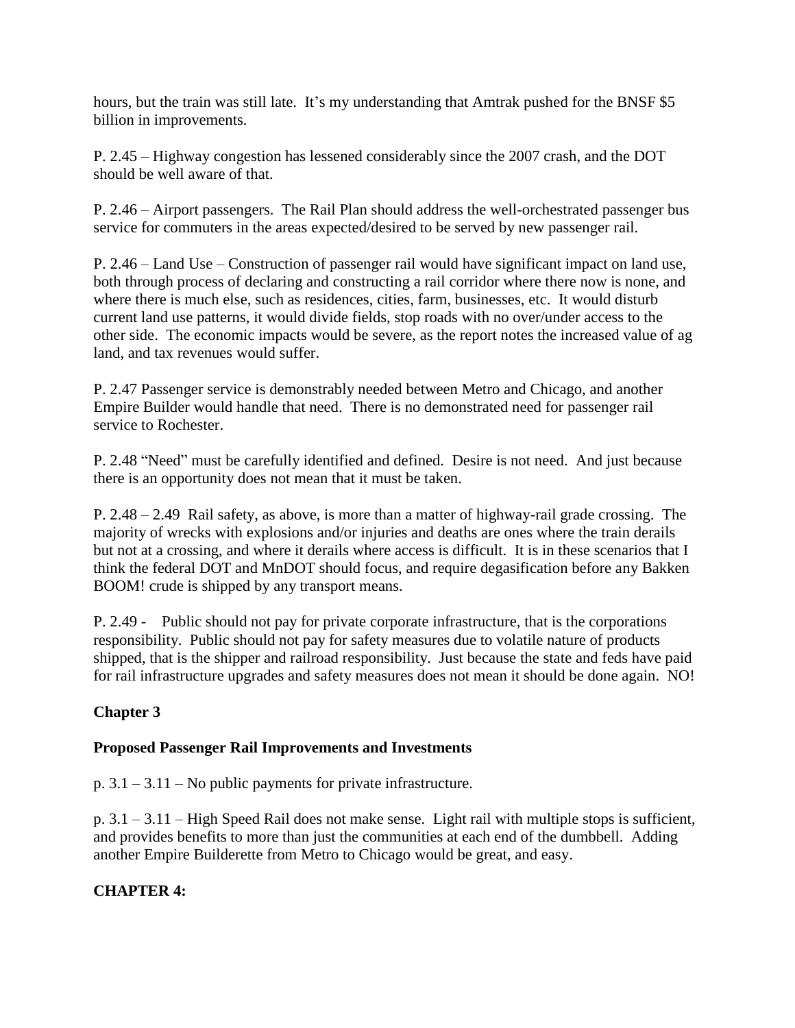hours, but the train was still late. It's my understanding that Amtrak pushed for the BNSF $5 billion in improvements.

P. 2.45 – Highway congestion has lessened considerably since the 2007 crash, and the DOT should be well aware of that.

P. 2.46 – Airport passengers. The Rail Plan should address the well-orchestrated passenger bus service for commuters in the areas expected/desired to be served by new passenger rail.

P. 2.46 – Land Use – Construction of passenger rail would have significant impact on land use, both through process of declaring and constructing a rail corridor where there now is none, and where there is much else, such as residences, cities, farm, businesses, etc. It would disturb current land use patterns, it would divide fields, stop roads with no over/under access to the other side. The economic impacts would be severe, as the report notes the increased value of ag land, and tax revenues would suffer.

P. 2.47 Passenger service is demonstrably needed between Metro and Chicago, and another Empire Builder would handle that need. There is no demonstrated need for passenger rail service to Rochester.

P. 2.48 "Need" must be carefully identified and defined. Desire is not need. And just because there is an opportunity does not mean that it must be taken.

P. 2.48 – 2.49 Rail safety, as above, is more than a matter of highway-rail grade crossing. The majority of wrecks with explosions and/or injuries and deaths are ones where the train derails but not at a crossing, and where it derails where access is difficult. It is in these scenarios that I think the federal DOT and MnDOT should focus, and require degasification before any Bakken BOOM! crude is shipped by any transport means.

P. 2.49 - Public should not pay for private corporate infrastructure, that is the corporations responsibility. Public should not pay for safety measures due to volatile nature of products shipped, that is the shipper and railroad responsibility. Just because the state and feds have paid for rail infrastructure upgrades and safety measures does not mean it should be done again. NO!

## Chapter 3

## Proposed Passenger Rail Improvements and Investments

p. 3.1 – 3.11 – No public payments for private infrastructure.

p. 3.1 – 3.11 – High Speed Rail does not make sense. Light rail with multiple stops is sufficient, and provides benefits to more than just the communities at each end of the dumbbell. Adding another Empire Builderette from Metro to Chicago would be great, and easy.

## CHAPTER 4: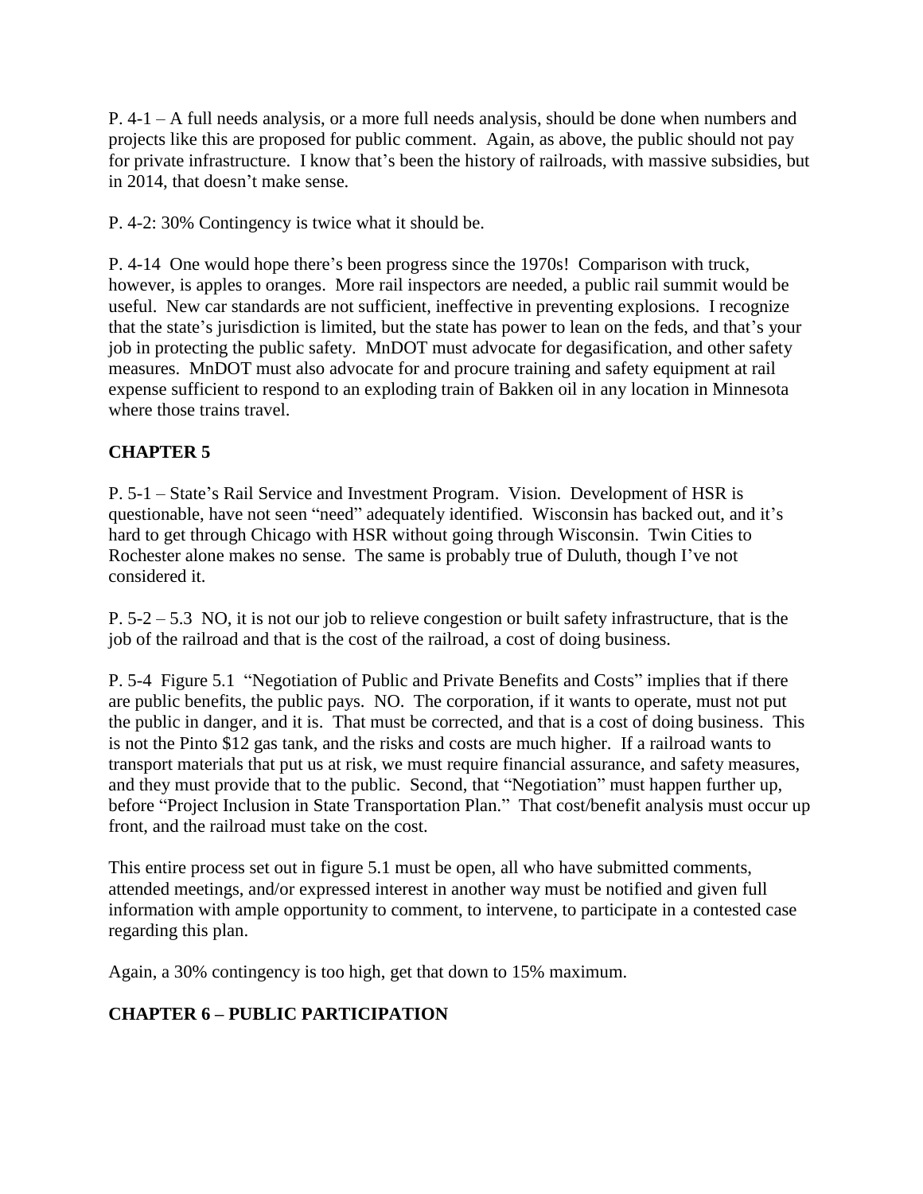P. 4-1 – A full needs analysis, or a more full needs analysis, should be done when numbers and projects like this are proposed for public comment. Again, as above, the public should not pay for private infrastructure. I know that's been the history of railroads, with massive subsidies, but in 2014, that doesn't make sense.

P. 4-2: 30% Contingency is twice what it should be.

P. 4-14 One would hope there's been progress since the 1970s! Comparison with truck, however, is apples to oranges. More rail inspectors are needed, a public rail summit would be useful. New car standards are not sufficient, ineffective in preventing explosions. I recognize that the state's jurisdiction is limited, but the state has power to lean on the feds, and that's your job in protecting the public safety. MnDOT must advocate for degasification, and other safety measures. MnDOT must also advocate for and procure training and safety equipment at rail expense sufficient to respond to an exploding train of Bakken oil in any location in Minnesota where those trains travel.

## CHAPTER 5

P. 5-1 – State's Rail Service and Investment Program. Vision. Development of HSR is questionable, have not seen "need" adequately identified. Wisconsin has backed out, and it's hard to get through Chicago with HSR without going through Wisconsin. Twin Cities to Rochester alone makes no sense. The same is probably true of Duluth, though I've not considered it.

P. 5-2 – 5.3 NO, it is not our job to relieve congestion or built safety infrastructure, that is the job of the railroad and that is the cost of the railroad, a cost of doing business.

P. 5-4 Figure 5.1 "Negotiation of Public and Private Benefits and Costs" implies that if there are public benefits, the public pays. NO. The corporation, if it wants to operate, must not put the public in danger, and it is. That must be corrected, and that is a cost of doing business. This is not the Pinto $12 gas tank, and the risks and costs are much higher. If a railroad wants to transport materials that put us at risk, we must require financial assurance, and safety measures, and they must provide that to the public. Second, that "Negotiation" must happen further up, before "Project Inclusion in State Transportation Plan." That cost/benefit analysis must occur up front, and the railroad must take on the cost.

This entire process set out in figure 5.1 must be open, all who have submitted comments, attended meetings, and/or expressed interest in another way must be notified and given full information with ample opportunity to comment, to intervene, to participate in a contested case regarding this plan.

Again, a 30% contingency is too high, get that down to 15% maximum.

## CHAPTER 6 – PUBLIC PARTICIPATION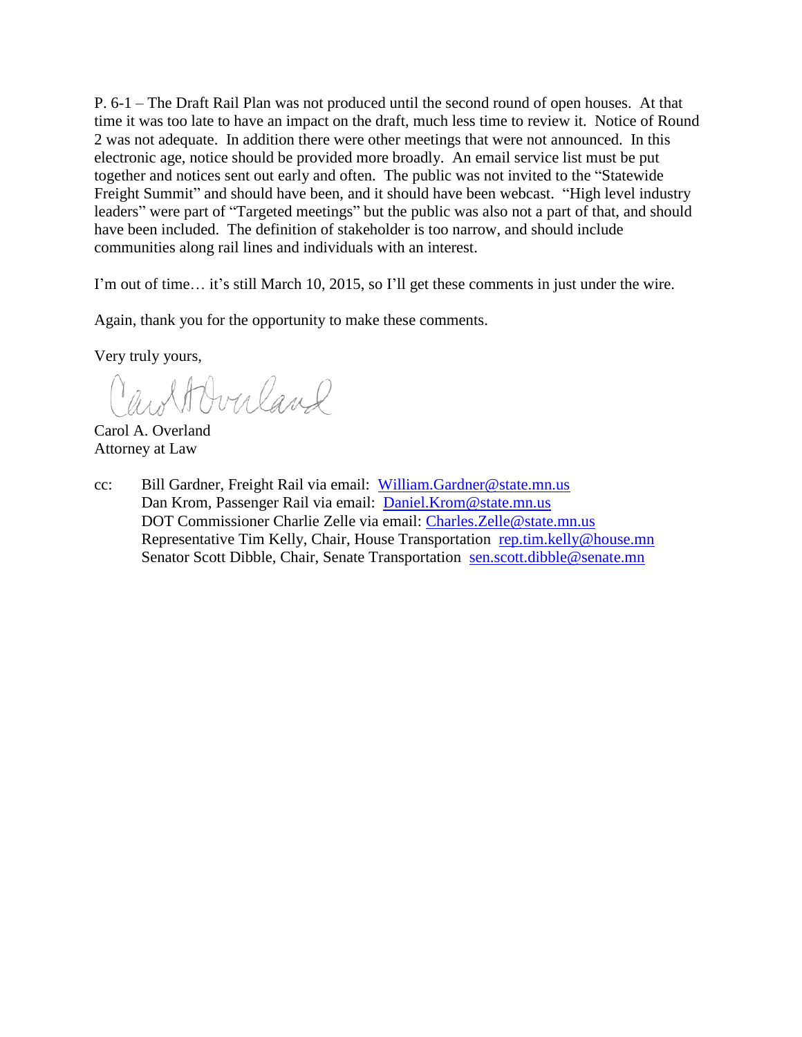P. 6-1 – The Draft Rail Plan was not produced until the second round of open houses. At that time it was too late to have an impact on the draft, much less time to review it. Notice of Round 2 was not adequate. In addition there were other meetings that were not announced. In this electronic age, notice should be provided more broadly. An email service list must be put together and notices sent out early and often. The public was not invited to the "Statewide Freight Summit" and should have been, and it should have been webcast. "High level industry leaders" were part of "Targeted meetings" but the public was also not a part of that, and should have been included. The definition of stakeholder is too narrow, and should include communities along rail lines and individuals with an interest.

I'm out of time… it's still March 10, 2015, so I'll get these comments in just under the wire.

Again, thank you for the opportunity to make these comments.

Very truly yours,

Carol A. Overland

Carol A. Overland
Attorney at Law

cc: Bill Gardner, Freight Rail via email: William.Gardner@state.mn.us
Dan Krom, Passenger Rail via email: Daniel.Krom@state.mn.us
DOT Commissioner Charlie Zelle via email: Charles.Zelle@state.mn.us
Representative Tim Kelly, Chair, House Transportation rep.tim.kelly@house.mn
Senator Scott Dibble, Chair, Senate Transportation sen.scott.dibble@senate.mn